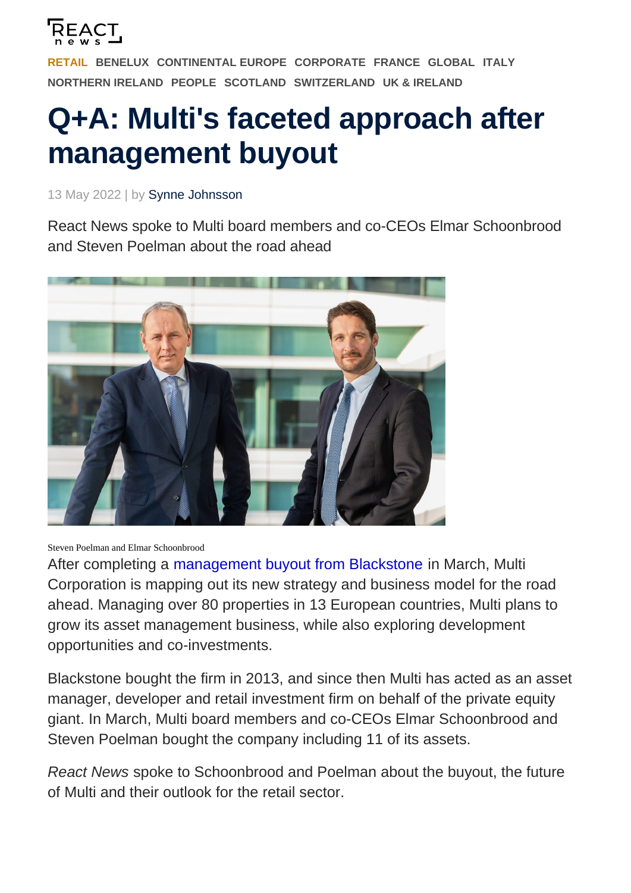RETAIL BENELUX CONTINENTAL EUROPE CORPORATE FRANCE GLOBAL ITALY NORTHERN IRELAND PEOPLE SCOTLAND SWITZERLAND UK & IRELAND

# Q+A: Multi's faceted approach after management buyout

13 May 2022 | by Synne Johnsson

React News spoke to Multi board members and co-CEOs Elmar Schoonbrood and Steven Poelman about the road ahead

Steven Poelman and Elmar Schoonbrood

After completing a management buyout from Blackstone in March, Multi Corporation is mapping out its new strategy and business model for the road ahead. Managing over 80 properties in 13 European countries, Multi plans to grow its asset management business, while also exploring development opportunities and co-investments.

Blackstone bought the firm in 2013, and since then Multi has acted as an asset manager, developer and retail investment firm on behalf of the private equity giant. In March, Multi board members and co-CEOs Elmar Schoonbrood and Steven Poelman bought the company including 11 of its assets.

*React News* spoke to Schoonbrood and Poelman about the buyout, the future of Multi and their outlook for the retail sector.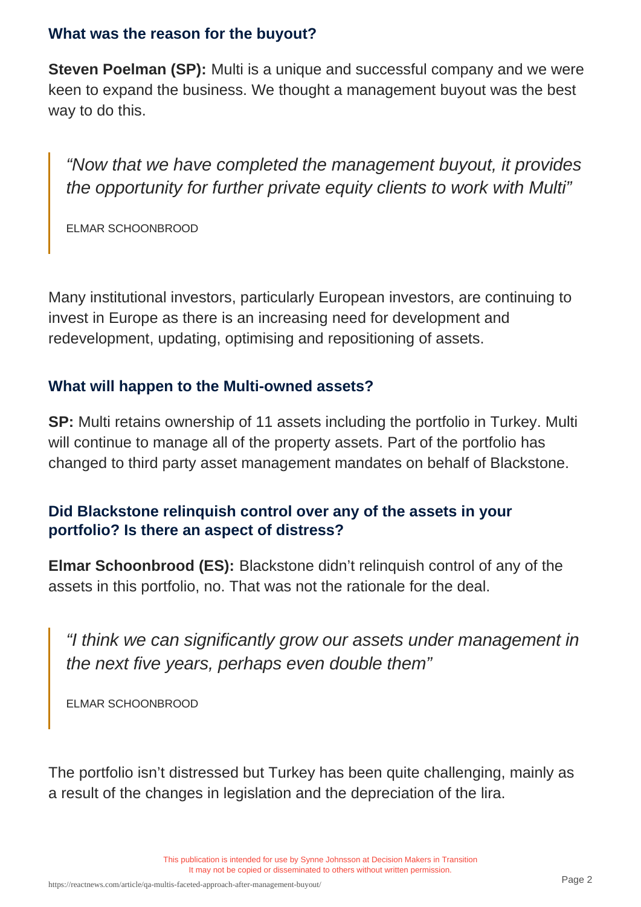### What was the reason for the buyout?

**Steven Poelman (SP):** Multi is a unique and successful company and we were keen to expand the business. We thought a management buyout was the best way to do this.

> *"Now that we have completed the management buyout, it provides the opportunity for further private equity clients to work with Multi"*
>
> ELMAR SCHOONBROOD

Many institutional investors, particularly European investors, are continuing to invest in Europe as there is an increasing need for development and redevelopment, updating, optimising and repositioning of assets.

### What will happen to the Multi-owned assets?

**SP:** Multi retains ownership of 11 assets including the portfolio in Turkey. Multi will continue to manage all of the property assets. Part of the portfolio has changed to third party asset management mandates on behalf of Blackstone.

### Did Blackstone relinquish control over any of the assets in your portfolio? Is there an aspect of distress?

**Elmar Schoonbrood (ES):** Blackstone didn't relinquish control of any of the assets in this portfolio, no. That was not the rationale for the deal.

> *"I think we can significantly grow our assets under management in the next five years, perhaps even double them"*
>
> ELMAR SCHOONBROOD

The portfolio isn't distressed but Turkey has been quite challenging, mainly as a result of the changes in legislation and the depreciation of the lira.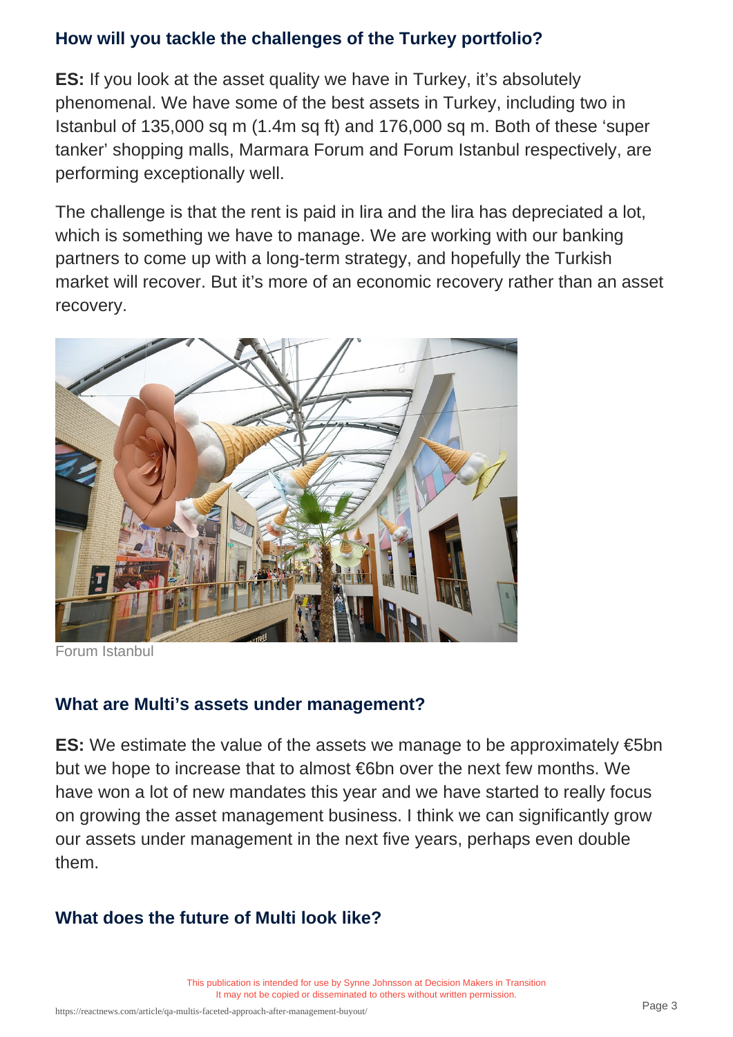### How will you tackle the challenges of the Turkey portfolio?

**ES:** If you look at the asset quality we have in Turkey, it's absolutely phenomenal. We have some of the best assets in Turkey, including two in Istanbul of 135,000 sq m (1.4m sq ft) and 176,000 sq m. Both of these 'super tanker' shopping malls, Marmara Forum and Forum Istanbul respectively, are performing exceptionally well.

The challenge is that the rent is paid in lira and the lira has depreciated a lot, which is something we have to manage. We are working with our banking partners to come up with a long-term strategy, and hopefully the Turkish market will recover. But it's more of an economic recovery rather than an asset recovery.

Forum Istanbul

### What are Multi's assets under management?

**ES:** We estimate the value of the assets we manage to be approximately €5bn but we hope to increase that to almost €6bn over the next few months. We have won a lot of new mandates this year and we have started to really focus on growing the asset management business. I think we can significantly grow our assets under management in the next five years, perhaps even double them.

### What does the future of Multi look like?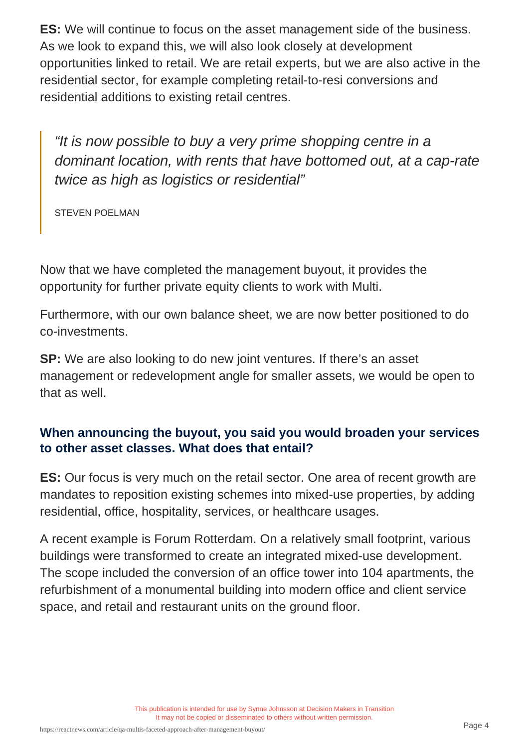**ES:** We will continue to focus on the asset management side of the business. As we look to expand this, we will also look closely at development opportunities linked to retail. We are retail experts, but we are also active in the residential sector, for example completing retail-to-resi conversions and residential additions to existing retail centres.

> *"It is now possible to buy a very prime shopping centre in a dominant location, with rents that have bottomed out, at a cap-rate twice as high as logistics or residential"*
>
> STEVEN POELMAN

Now that we have completed the management buyout, it provides the opportunity for further private equity clients to work with Multi.

Furthermore, with our own balance sheet, we are now better positioned to do co-investments.

**SP:** We are also looking to do new joint ventures. If there's an asset management or redevelopment angle for smaller assets, we would be open to that as well.

### When announcing the buyout, you said you would broaden your services to other asset classes. What does that entail?

**ES:** Our focus is very much on the retail sector. One area of recent growth are mandates to reposition existing schemes into mixed-use properties, by adding residential, office, hospitality, services, or healthcare usages.

A recent example is Forum Rotterdam. On a relatively small footprint, various buildings were transformed to create an integrated mixed-use development. The scope included the conversion of an office tower into 104 apartments, the refurbishment of a monumental building into modern office and client service space, and retail and restaurant units on the ground floor.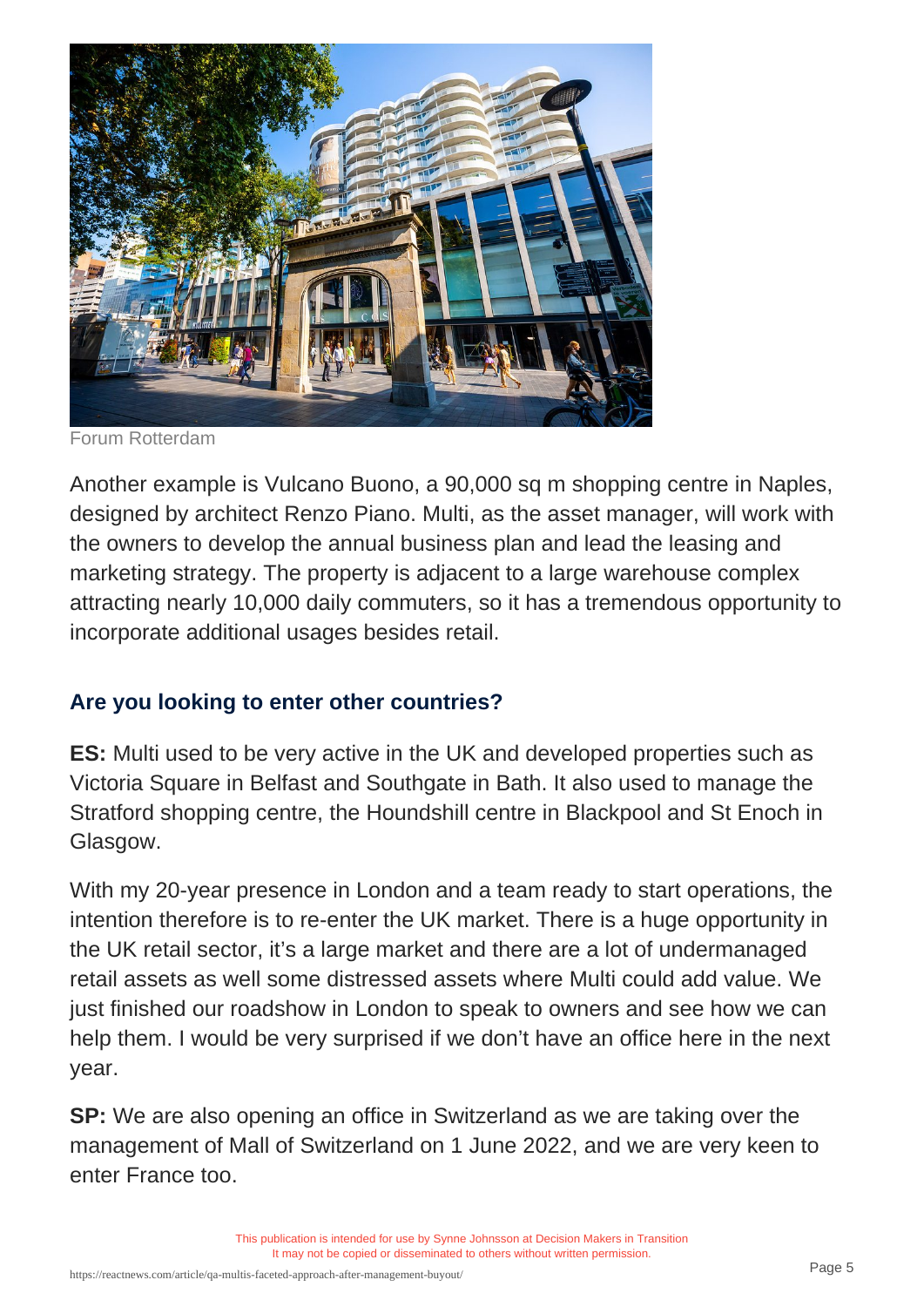Forum Rotterdam

Another example is Vulcano Buono, a 90,000 sq m shopping centre in Naples, designed by architect Renzo Piano. Multi, as the asset manager, will work with the owners to develop the annual business plan and lead the leasing and marketing strategy. The property is adjacent to a large warehouse complex attracting nearly 10,000 daily commuters, so it has a tremendous opportunity to incorporate additional usages besides retail.

### Are you looking to enter other countries?

**ES:** Multi used to be very active in the UK and developed properties such as Victoria Square in Belfast and Southgate in Bath. It also used to manage the Stratford shopping centre, the Houndshill centre in Blackpool and St Enoch in Glasgow.

With my 20-year presence in London and a team ready to start operations, the intention therefore is to re-enter the UK market. There is a huge opportunity in the UK retail sector, it's a large market and there are a lot of undermanaged retail assets as well some distressed assets where Multi could add value. We just finished our roadshow in London to speak to owners and see how we can help them. I would be very surprised if we don't have an office here in the next year.

**SP:** We are also opening an office in Switzerland as we are taking over the management of Mall of Switzerland on 1 June 2022, and we are very keen to enter France too.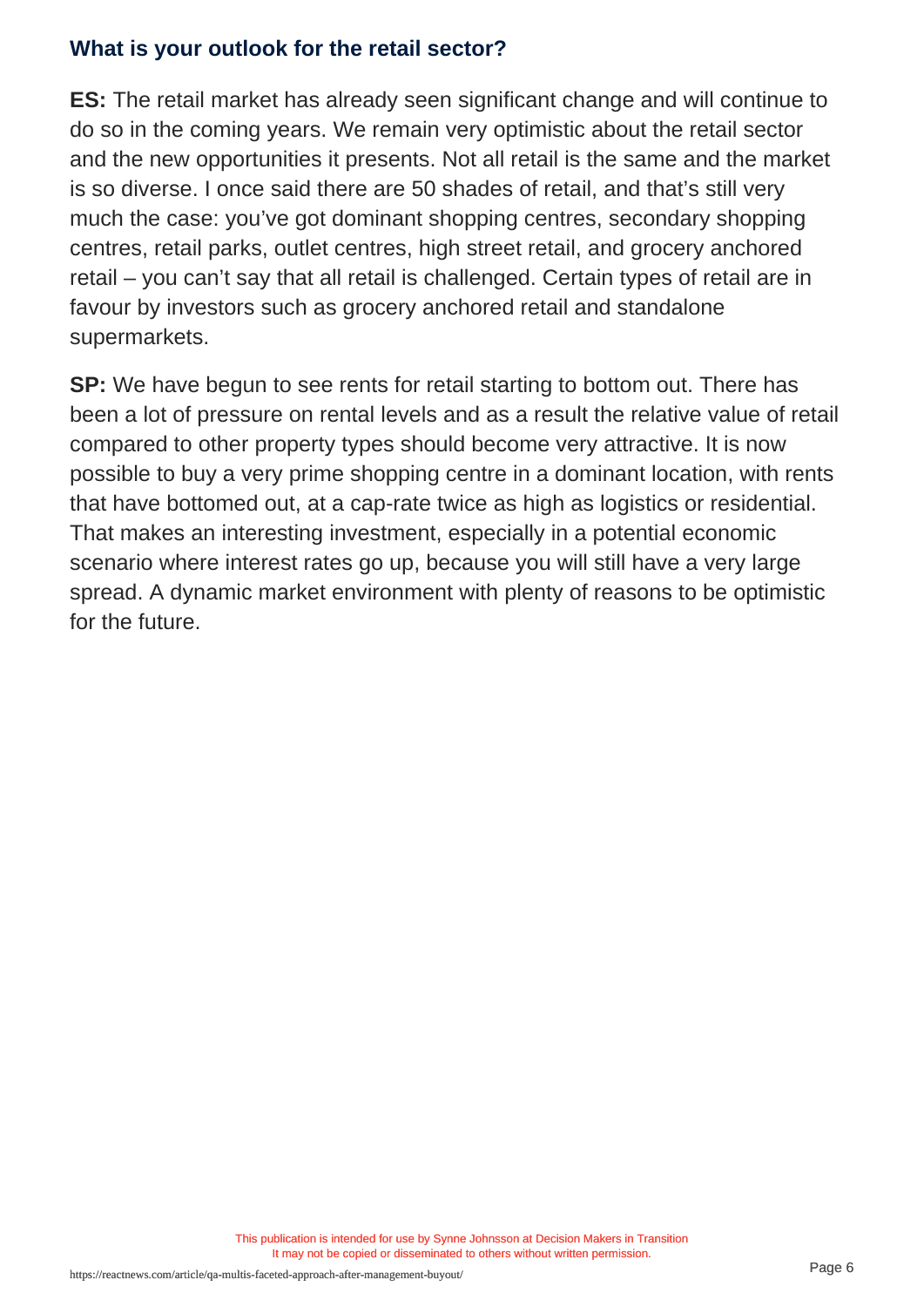### What is your outlook for the retail sector?

**ES:** The retail market has already seen significant change and will continue to do so in the coming years. We remain very optimistic about the retail sector and the new opportunities it presents. Not all retail is the same and the market is so diverse. I once said there are 50 shades of retail, and that's still very much the case: you've got dominant shopping centres, secondary shopping centres, retail parks, outlet centres, high street retail, and grocery anchored retail – you can't say that all retail is challenged. Certain types of retail are in favour by investors such as grocery anchored retail and standalone supermarkets.

**SP:** We have begun to see rents for retail starting to bottom out. There has been a lot of pressure on rental levels and as a result the relative value of retail compared to other property types should become very attractive. It is now possible to buy a very prime shopping centre in a dominant location, with rents that have bottomed out, at a cap-rate twice as high as logistics or residential. That makes an interesting investment, especially in a potential economic scenario where interest rates go up, because you will still have a very large spread. A dynamic market environment with plenty of reasons to be optimistic for the future.